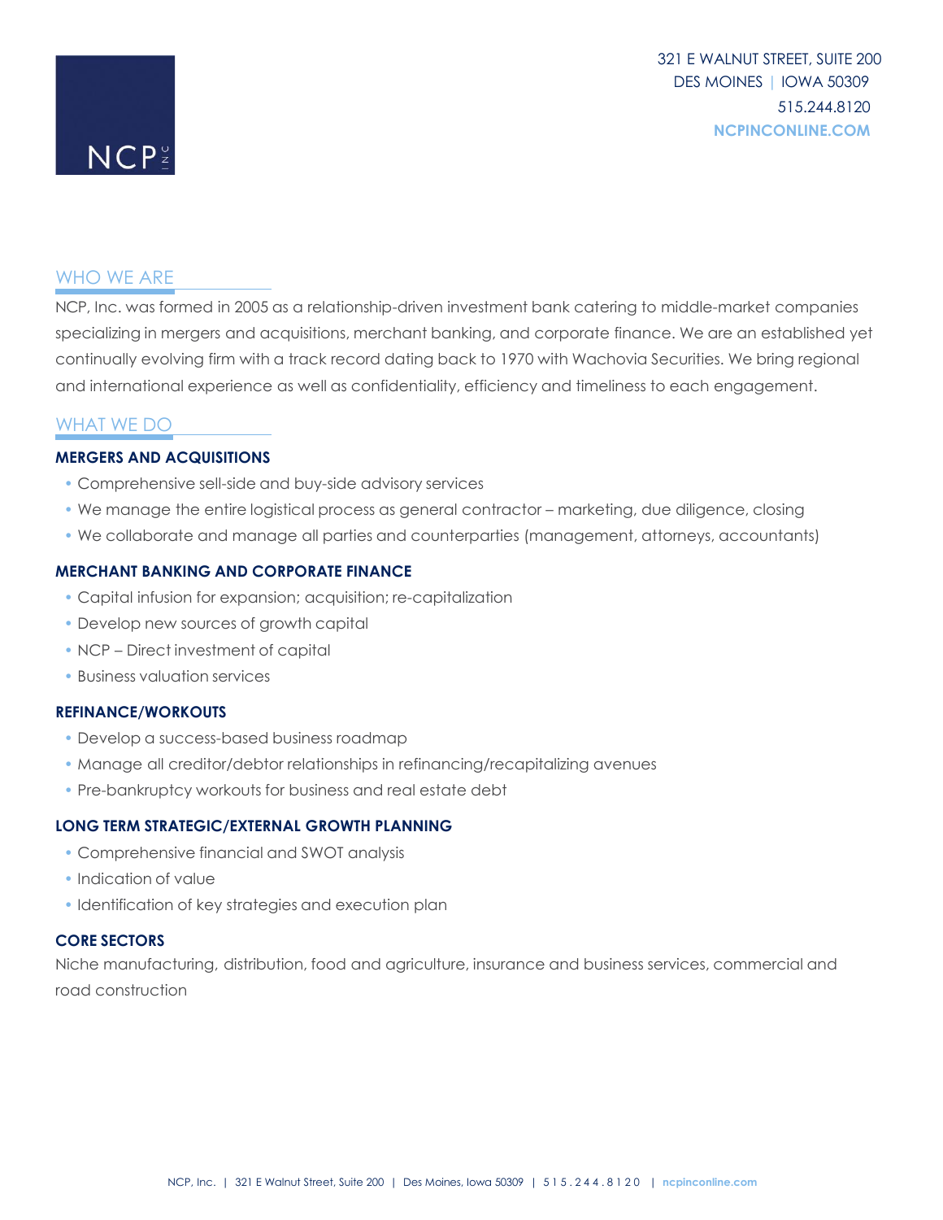NCP INC

321 E WALNUT STREET, SUITE 200
DES MOINES | IOWA 50309
515.244.8120
NCPINCONLINE.COM

## WHO WE ARE

NCP, Inc. was formed in 2005 as a relationship-driven investment bank catering to middle-market companies specializing in mergers and acquisitions, merchant banking, and corporate finance. We are an established yet continually evolving firm with a track record dating back to 1970 with Wachovia Securities. We bring regional and international experience as well as confidentiality, efficiency and timeliness to each engagement.

## WHAT WE DO

### MERGERS AND ACQUISITIONS

- Comprehensive sell-side and buy-side advisory services
- We manage the entire logistical process as general contractor – marketing, due diligence, closing
- We collaborate and manage all parties and counterparties (management, attorneys, accountants)

### MERCHANT BANKING AND CORPORATE FINANCE

- Capital infusion for expansion; acquisition; re-capitalization
- Develop new sources of growth capital
- NCP – Direct investment of capital
- Business valuation services

### REFINANCE/WORKOUTS

- Develop a success-based business roadmap
- Manage all creditor/debtor relationships in refinancing/recapitalizing avenues
- Pre-bankruptcy workouts for business and real estate debt

### LONG TERM STRATEGIC/EXTERNAL GROWTH PLANNING

- Comprehensive financial and SWOT analysis
- Indication of value
- Identification of key strategies and execution plan

### CORE SECTORS

Niche manufacturing, distribution, food and agriculture, insurance and business services, commercial and road construction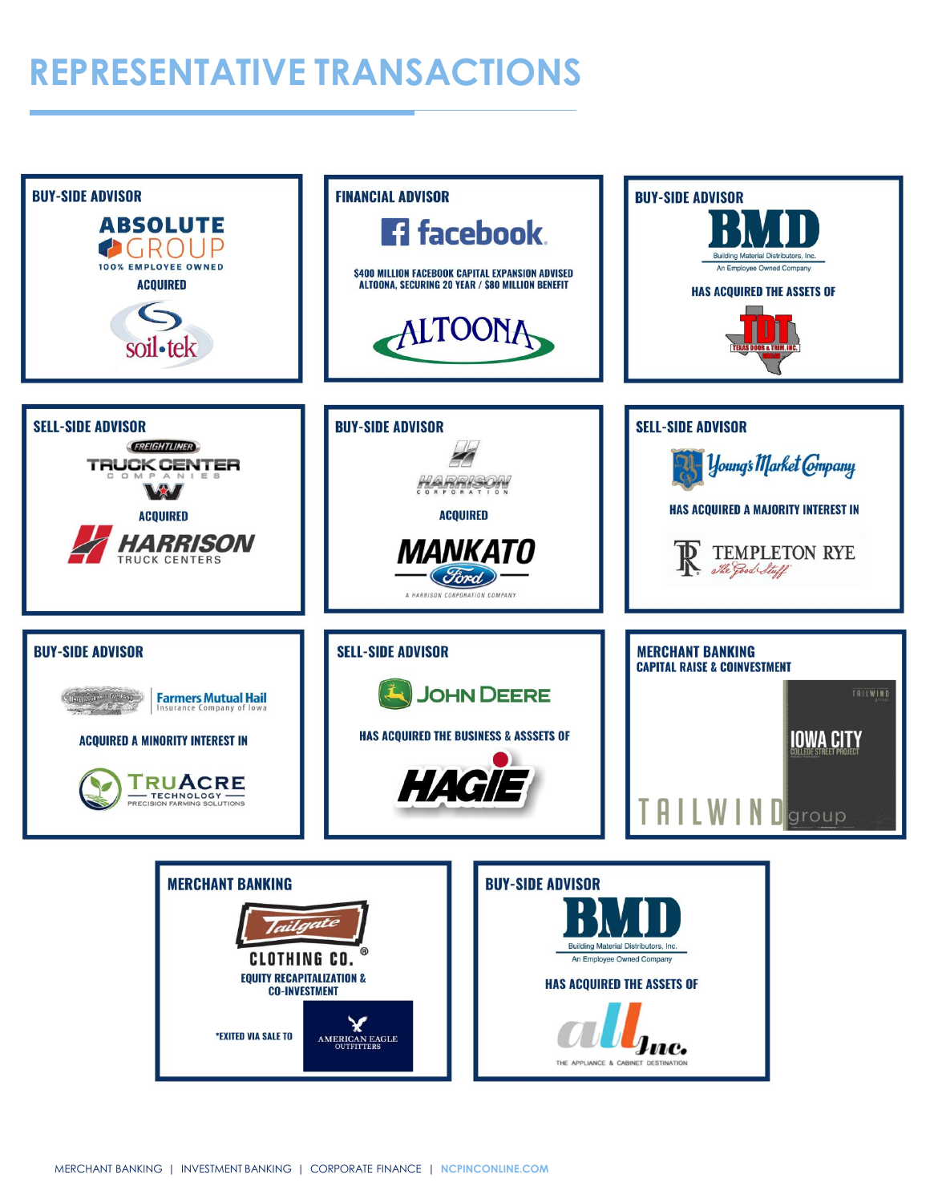# REPRESENTATIVE TRANSACTIONS

**BUY-SIDE ADVISOR**

ABSOLUTE GROUP
100% EMPLOYEE OWNED

ACQUIRED

soil•tek

**FINANCIAL ADVISOR**

facebook

$400 MILLION FACEBOOK CAPITAL EXPANSION ADVISED ALTOONA, SECURING 20 YEAR / $80 MILLION BENEFIT

ALTOONA

**BUY-SIDE ADVISOR**

BMD
Building Material Distributors, Inc.
An Employee Owned Company

HAS ACQUIRED THE ASSETS OF

TDT
TEXAS DOOR & TRIM, INC.

**SELL-SIDE ADVISOR**

FREIGHTLINER
TRUCK CENTER COMPANIES

ACQUIRED

HARRISON
TRUCK CENTERS

**BUY-SIDE ADVISOR**

HARRISON
CORPORATION

ACQUIRED

MANKATO
Ford
A HARRISON CORPORATION COMPANY

**SELL-SIDE ADVISOR**

Young's Market Company

HAS ACQUIRED A MAJORITY INTEREST IN

TEMPLETON RYE
The Good Stuff

**BUY-SIDE ADVISOR**

Farmers Mutual Hail
Insurance Company of Iowa

ACQUIRED A MINORITY INTEREST IN

TRUACRE
TECHNOLOGY
PRECISION FARMING SOLUTIONS

**SELL-SIDE ADVISOR**

JOHN DEERE

HAS ACQUIRED THE BUSINESS & ASSSETS OF

HAGIE

**MERCHANT BANKING**
**CAPITAL RAISE & COINVESTMENT**

TAILWIND group

IOWA CITY
COLLEGE STREET PROJECT

TAILWIND group

**MERCHANT BANKING**

Tailgate
CLOTHING CO.®

EQUITY RECAPITALIZATION & CO-INVESTMENT

*EXITED VIA SALE TO

AMERICAN EAGLE OUTFITTERS

**BUY-SIDE ADVISOR**

BMD
Building Material Distributors, Inc.
An Employee Owned Company

HAS ACQUIRED THE ASSETS OF

all Inc.
THE APPLIANCE & CABINET DESTINATION

MERCHANT BANKING | INVESTMENT BANKING | CORPORATE FINANCE | NCPINCONLINE.COM